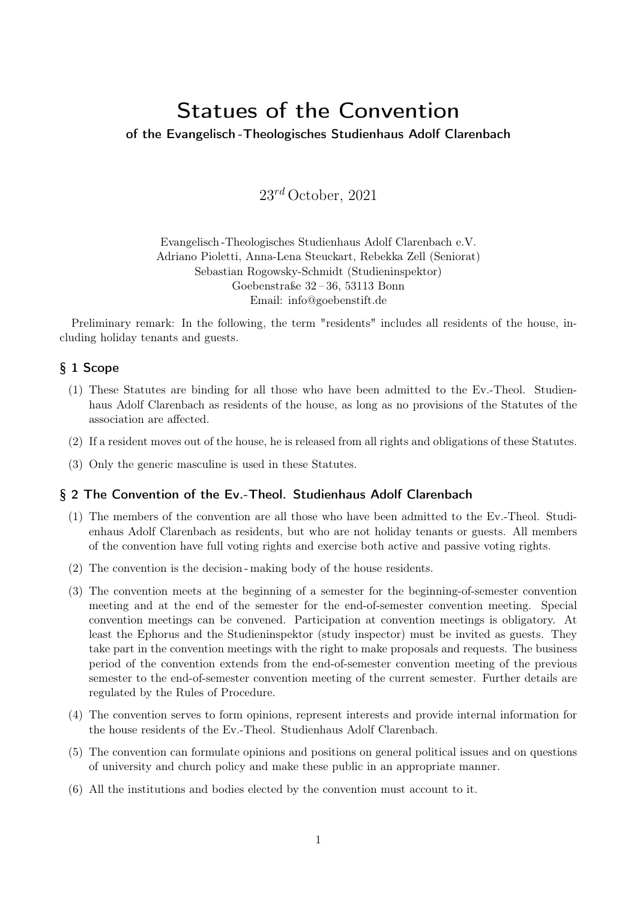# Statues of the Convention

### of the Evangelisch-Theologisches Studienhaus Adolf Clarenbach

23rd October, 2021

Evangelisch-Theologisches Studienhaus Adolf Clarenbach e.V.
Adriano Pioletti, Anna-Lena Steuckart, Rebekka Zell (Seniorat)
Sebastian Rogowsky-Schmidt (Studieninspektor)
Goebenstraße 32 – 36, 53113 Bonn
Email: info@goebenstift.de

Preliminary remark: In the following, the term "residents" includes all residents of the house, including holiday tenants and guests.

## § 1 Scope

(1) These Statutes are binding for all those who have been admitted to the Ev.-Theol. Studienhaus Adolf Clarenbach as residents of the house, as long as no provisions of the Statutes of the association are affected.

(2) If a resident moves out of the house, he is released from all rights and obligations of these Statutes.

(3) Only the generic masculine is used in these Statutes.

## § 2 The Convention of the Ev.-Theol. Studienhaus Adolf Clarenbach

(1) The members of the convention are all those who have been admitted to the Ev.-Theol. Studienhaus Adolf Clarenbach as residents, but who are not holiday tenants or guests. All members of the convention have full voting rights and exercise both active and passive voting rights.

(2) The convention is the decision-making body of the house residents.

(3) The convention meets at the beginning of a semester for the beginning-of-semester convention meeting and at the end of the semester for the end-of-semester convention meeting. Special convention meetings can be convened. Participation at convention meetings is obligatory. At least the Ephorus and the Studieninspektor (study inspector) must be invited as guests. They take part in the convention meetings with the right to make proposals and requests. The business period of the convention extends from the end-of-semester convention meeting of the previous semester to the end-of-semester convention meeting of the current semester. Further details are regulated by the Rules of Procedure.

(4) The convention serves to form opinions, represent interests and provide internal information for the house residents of the Ev.-Theol. Studienhaus Adolf Clarenbach.

(5) The convention can formulate opinions and positions on general political issues and on questions of university and church policy and make these public in an appropriate manner.

(6) All the institutions and bodies elected by the convention must account to it.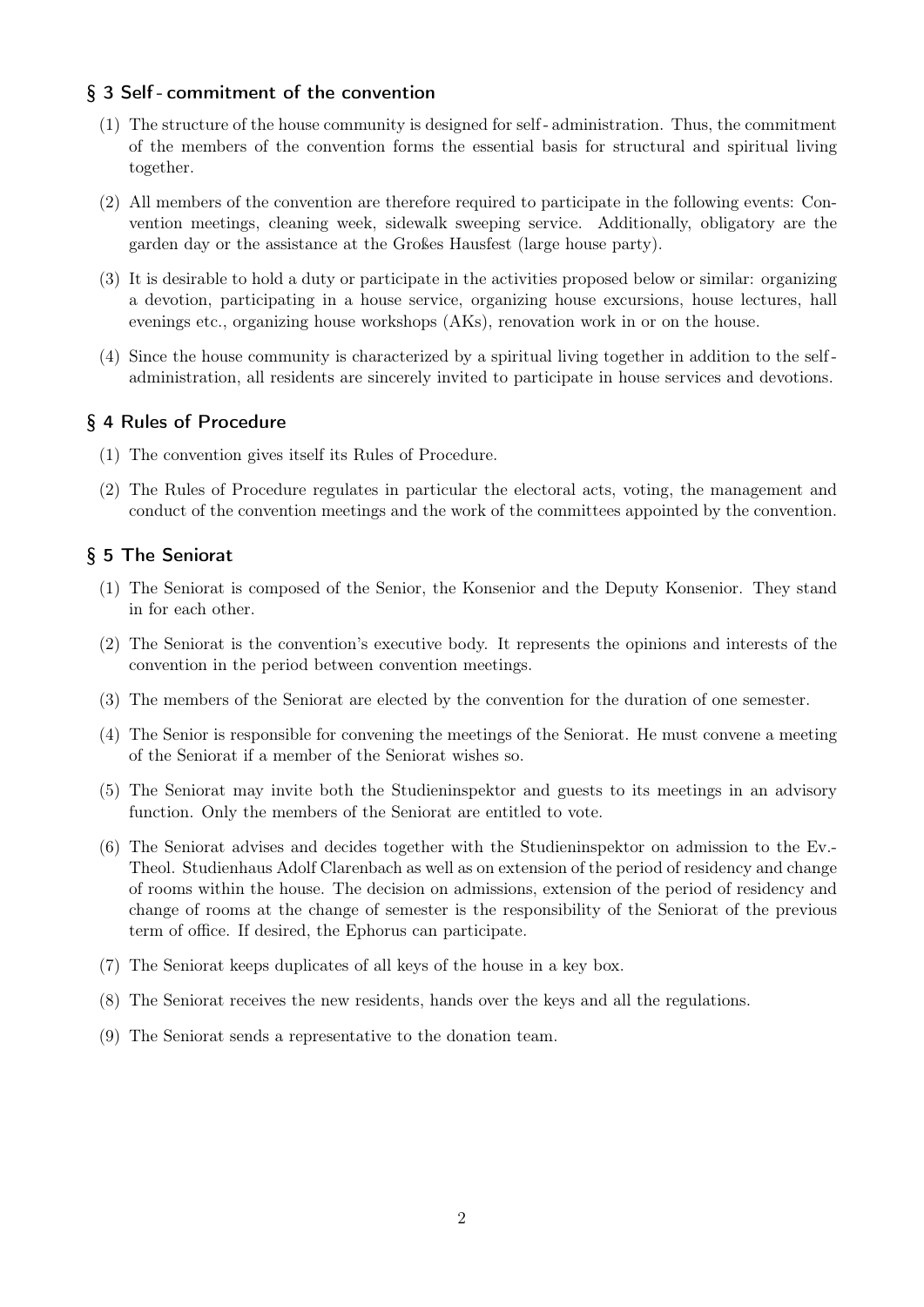## § 3 Self - commitment of the convention

(1) The structure of the house community is designed for self - administration. Thus, the commitment of the members of the convention forms the essential basis for structural and spiritual living together.

(2) All members of the convention are therefore required to participate in the following events: Convention meetings, cleaning week, sidewalk sweeping service. Additionally, obligatory are the garden day or the assistance at the Großes Hausfest (large house party).

(3) It is desirable to hold a duty or participate in the activities proposed below or similar: organizing a devotion, participating in a house service, organizing house excursions, house lectures, hall evenings etc., organizing house workshops (AKs), renovation work in or on the house.

(4) Since the house community is characterized by a spiritual living together in addition to the self - administration, all residents are sincerely invited to participate in house services and devotions.

## § 4 Rules of Procedure

(1) The convention gives itself its Rules of Procedure.

(2) The Rules of Procedure regulates in particular the electoral acts, voting, the management and conduct of the convention meetings and the work of the committees appointed by the convention.

## § 5 The Seniorat

(1) The Seniorat is composed of the Senior, the Konsenior and the Deputy Konsenior. They stand in for each other.

(2) The Seniorat is the convention's executive body. It represents the opinions and interests of the convention in the period between convention meetings.

(3) The members of the Seniorat are elected by the convention for the duration of one semester.

(4) The Senior is responsible for convening the meetings of the Seniorat. He must convene a meeting of the Seniorat if a member of the Seniorat wishes so.

(5) The Seniorat may invite both the Studieninspektor and guests to its meetings in an advisory function. Only the members of the Seniorat are entitled to vote.

(6) The Seniorat advises and decides together with the Studieninspektor on admission to the Ev.-Theol. Studienhaus Adolf Clarenbach as well as on extension of the period of residency and change of rooms within the house. The decision on admissions, extension of the period of residency and change of rooms at the change of semester is the responsibility of the Seniorat of the previous term of office. If desired, the Ephorus can participate.

(7) The Seniorat keeps duplicates of all keys of the house in a key box.

(8) The Seniorat receives the new residents, hands over the keys and all the regulations.

(9) The Seniorat sends a representative to the donation team.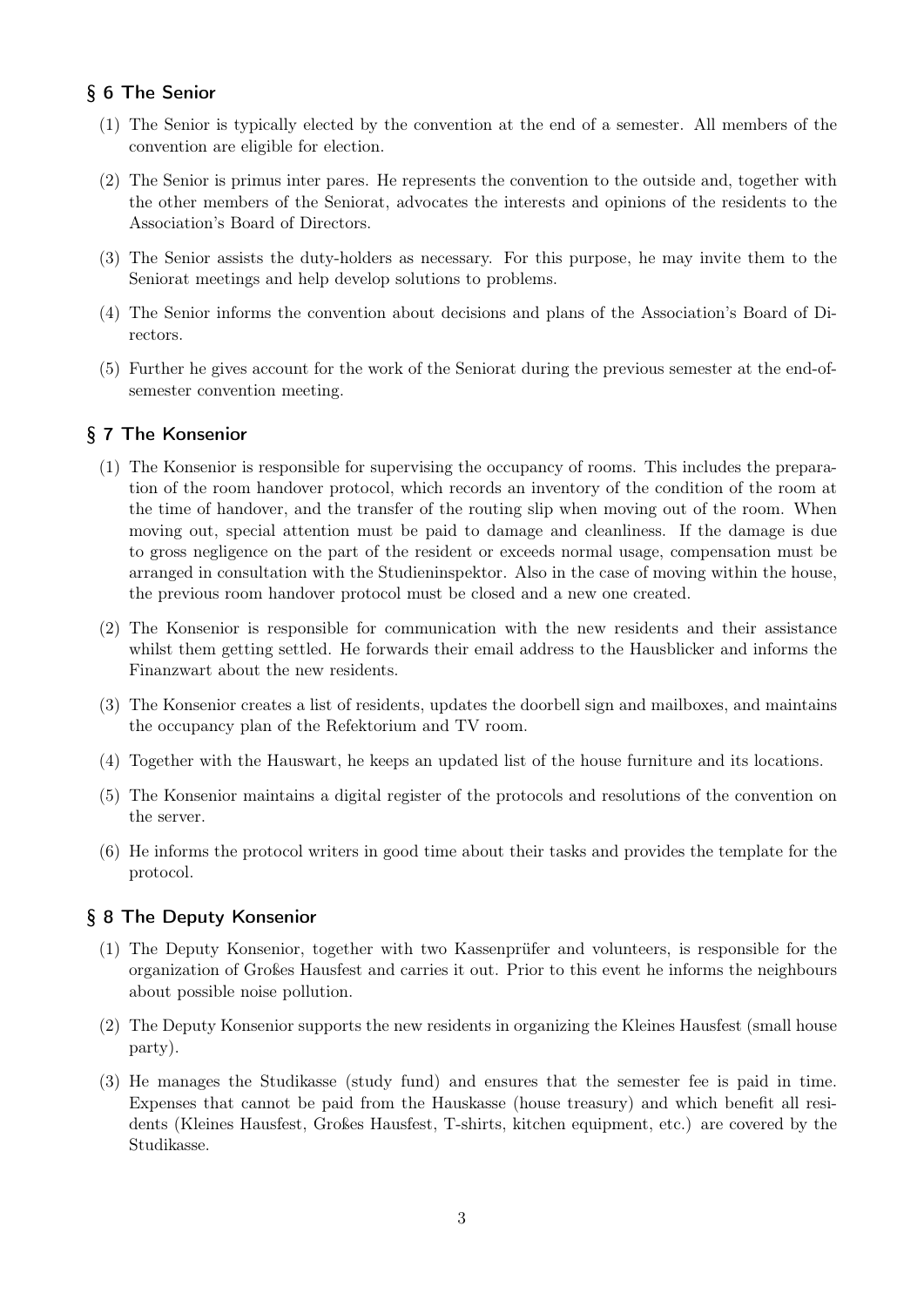## § 6 The Senior

(1) The Senior is typically elected by the convention at the end of a semester. All members of the convention are eligible for election.

(2) The Senior is primus inter pares. He represents the convention to the outside and, together with the other members of the Seniorat, advocates the interests and opinions of the residents to the Association's Board of Directors.

(3) The Senior assists the duty-holders as necessary. For this purpose, he may invite them to the Seniorat meetings and help develop solutions to problems.

(4) The Senior informs the convention about decisions and plans of the Association's Board of Directors.

(5) Further he gives account for the work of the Seniorat during the previous semester at the end-of-semester convention meeting.

## § 7 The Konsenior

(1) The Konsenior is responsible for supervising the occupancy of rooms. This includes the preparation of the room handover protocol, which records an inventory of the condition of the room at the time of handover, and the transfer of the routing slip when moving out of the room. When moving out, special attention must be paid to damage and cleanliness. If the damage is due to gross negligence on the part of the resident or exceeds normal usage, compensation must be arranged in consultation with the Studieninspektor. Also in the case of moving within the house, the previous room handover protocol must be closed and a new one created.

(2) The Konsenior is responsible for communication with the new residents and their assistance whilst them getting settled. He forwards their email address to the Hausblicker and informs the Finanzwart about the new residents.

(3) The Konsenior creates a list of residents, updates the doorbell sign and mailboxes, and maintains the occupancy plan of the Refektorium and TV room.

(4) Together with the Hauswart, he keeps an updated list of the house furniture and its locations.

(5) The Konsenior maintains a digital register of the protocols and resolutions of the convention on the server.

(6) He informs the protocol writers in good time about their tasks and provides the template for the protocol.

## § 8 The Deputy Konsenior

(1) The Deputy Konsenior, together with two Kassenprüfer and volunteers, is responsible for the organization of Großes Hausfest and carries it out. Prior to this event he informs the neighbours about possible noise pollution.

(2) The Deputy Konsenior supports the new residents in organizing the Kleines Hausfest (small house party).

(3) He manages the Studikasse (study fund) and ensures that the semester fee is paid in time. Expenses that cannot be paid from the Hauskasse (house treasury) and which benefit all residents (Kleines Hausfest, Großes Hausfest, T-shirts, kitchen equipment, etc.) are covered by the Studikasse.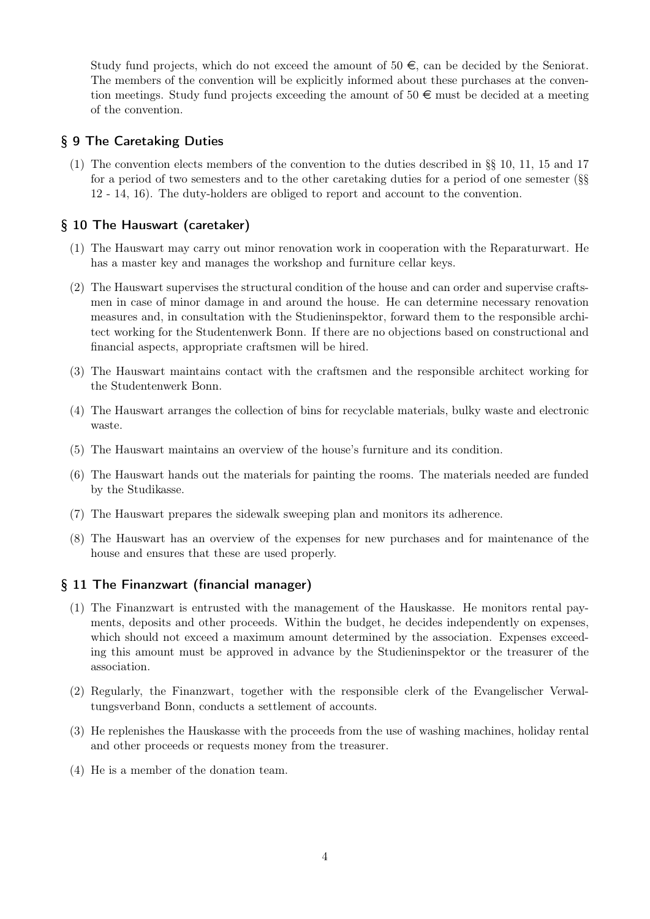Study fund projects, which do not exceed the amount of 50 €, can be decided by the Seniorat. The members of the convention will be explicitly informed about these purchases at the convention meetings. Study fund projects exceeding the amount of 50 € must be decided at a meeting of the convention.

## § 9 The Caretaking Duties

(1) The convention elects members of the convention to the duties described in §§ 10, 11, 15 and 17 for a period of two semesters and to the other caretaking duties for a period of one semester (§§ 12 - 14, 16). The duty-holders are obliged to report and account to the convention.

## § 10 The Hauswart (caretaker)

(1) The Hauswart may carry out minor renovation work in cooperation with the Reparaturwart. He has a master key and manages the workshop and furniture cellar keys.

(2) The Hauswart supervises the structural condition of the house and can order and supervise craftsmen in case of minor damage in and around the house. He can determine necessary renovation measures and, in consultation with the Studieninspektor, forward them to the responsible architect working for the Studentenwerk Bonn. If there are no objections based on constructional and financial aspects, appropriate craftsmen will be hired.

(3) The Hauswart maintains contact with the craftsmen and the responsible architect working for the Studentenwerk Bonn.

(4) The Hauswart arranges the collection of bins for recyclable materials, bulky waste and electronic waste.

(5) The Hauswart maintains an overview of the house's furniture and its condition.

(6) The Hauswart hands out the materials for painting the rooms. The materials needed are funded by the Studikasse.

(7) The Hauswart prepares the sidewalk sweeping plan and monitors its adherence.

(8) The Hauswart has an overview of the expenses for new purchases and for maintenance of the house and ensures that these are used properly.

## § 11 The Finanzwart (financial manager)

(1) The Finanzwart is entrusted with the management of the Hauskasse. He monitors rental payments, deposits and other proceeds. Within the budget, he decides independently on expenses, which should not exceed a maximum amount determined by the association. Expenses exceeding this amount must be approved in advance by the Studieninspektor or the treasurer of the association.

(2) Regularly, the Finanzwart, together with the responsible clerk of the Evangelischer Verwaltungsverband Bonn, conducts a settlement of accounts.

(3) He replenishes the Hauskasse with the proceeds from the use of washing machines, holiday rental and other proceeds or requests money from the treasurer.

(4) He is a member of the donation team.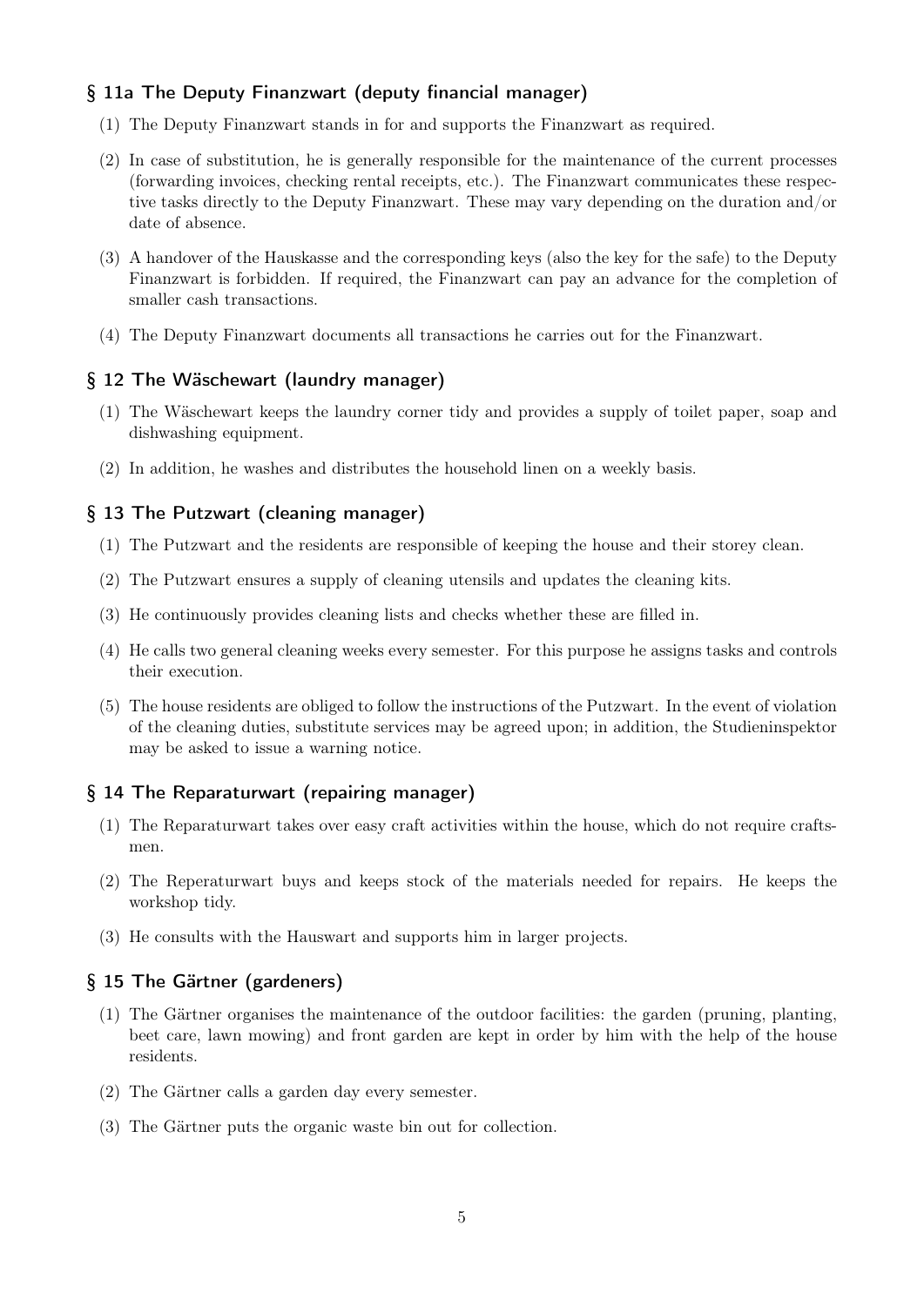## § 11a The Deputy Finanzwart (deputy financial manager)

(1) The Deputy Finanzwart stands in for and supports the Finanzwart as required.

(2) In case of substitution, he is generally responsible for the maintenance of the current processes (forwarding invoices, checking rental receipts, etc.). The Finanzwart communicates these respective tasks directly to the Deputy Finanzwart. These may vary depending on the duration and/or date of absence.

(3) A handover of the Hauskasse and the corresponding keys (also the key for the safe) to the Deputy Finanzwart is forbidden. If required, the Finanzwart can pay an advance for the completion of smaller cash transactions.

(4) The Deputy Finanzwart documents all transactions he carries out for the Finanzwart.

## § 12 The Wäschewart (laundry manager)

(1) The Wäschewart keeps the laundry corner tidy and provides a supply of toilet paper, soap and dishwashing equipment.

(2) In addition, he washes and distributes the household linen on a weekly basis.

## § 13 The Putzwart (cleaning manager)

(1) The Putzwart and the residents are responsible of keeping the house and their storey clean.

(2) The Putzwart ensures a supply of cleaning utensils and updates the cleaning kits.

(3) He continuously provides cleaning lists and checks whether these are filled in.

(4) He calls two general cleaning weeks every semester. For this purpose he assigns tasks and controls their execution.

(5) The house residents are obliged to follow the instructions of the Putzwart. In the event of violation of the cleaning duties, substitute services may be agreed upon; in addition, the Studieninspektor may be asked to issue a warning notice.

## § 14 The Reparaturwart (repairing manager)

(1) The Reparaturwart takes over easy craft activities within the house, which do not require craftsmen.

(2) The Reperaturwart buys and keeps stock of the materials needed for repairs. He keeps the workshop tidy.

(3) He consults with the Hauswart and supports him in larger projects.

## § 15 The Gärtner (gardeners)

(1) The Gärtner organises the maintenance of the outdoor facilities: the garden (pruning, planting, beet care, lawn mowing) and front garden are kept in order by him with the help of the house residents.

(2) The Gärtner calls a garden day every semester.

(3) The Gärtner puts the organic waste bin out for collection.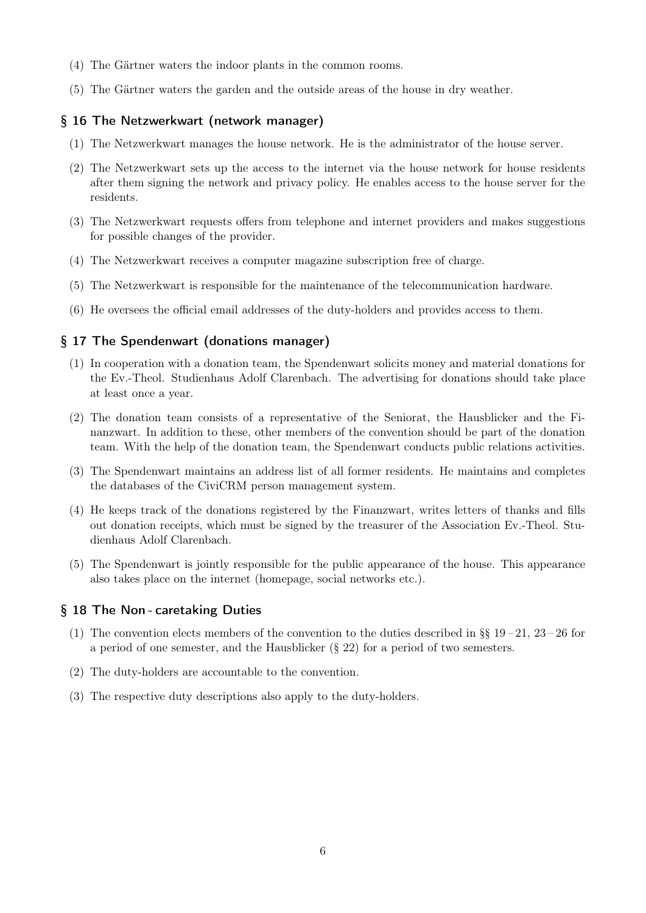(4) The Gärtner waters the indoor plants in the common rooms.

(5) The Gärtner waters the garden and the outside areas of the house in dry weather.

## § 16 The Netzwerkwart (network manager)

(1) The Netzwerkwart manages the house network. He is the administrator of the house server.

(2) The Netzwerkwart sets up the access to the internet via the house network for house residents after them signing the network and privacy policy. He enables access to the house server for the residents.

(3) The Netzwerkwart requests offers from telephone and internet providers and makes suggestions for possible changes of the provider.

(4) The Netzwerkwart receives a computer magazine subscription free of charge.

(5) The Netzwerkwart is responsible for the maintenance of the telecommunication hardware.

(6) He oversees the official email addresses of the duty-holders and provides access to them.

## § 17 The Spendenwart (donations manager)

(1) In cooperation with a donation team, the Spendenwart solicits money and material donations for the Ev.-Theol. Studienhaus Adolf Clarenbach. The advertising for donations should take place at least once a year.

(2) The donation team consists of a representative of the Seniorat, the Hausblicker and the Finanzwart. In addition to these, other members of the convention should be part of the donation team. With the help of the donation team, the Spendenwart conducts public relations activities.

(3) The Spendenwart maintains an address list of all former residents. He maintains and completes the databases of the CiviCRM person management system.

(4) He keeps track of the donations registered by the Finanzwart, writes letters of thanks and fills out donation receipts, which must be signed by the treasurer of the Association Ev.-Theol. Studienhaus Adolf Clarenbach.

(5) The Spendenwart is jointly responsible for the public appearance of the house. This appearance also takes place on the internet (homepage, social networks etc.).

## § 18 The Non - caretaking Duties

(1) The convention elects members of the convention to the duties described in §§ 19 – 21, 23 – 26 for a period of one semester, and the Hausblicker (§ 22) for a period of two semesters.

(2) The duty-holders are accountable to the convention.

(3) The respective duty descriptions also apply to the duty-holders.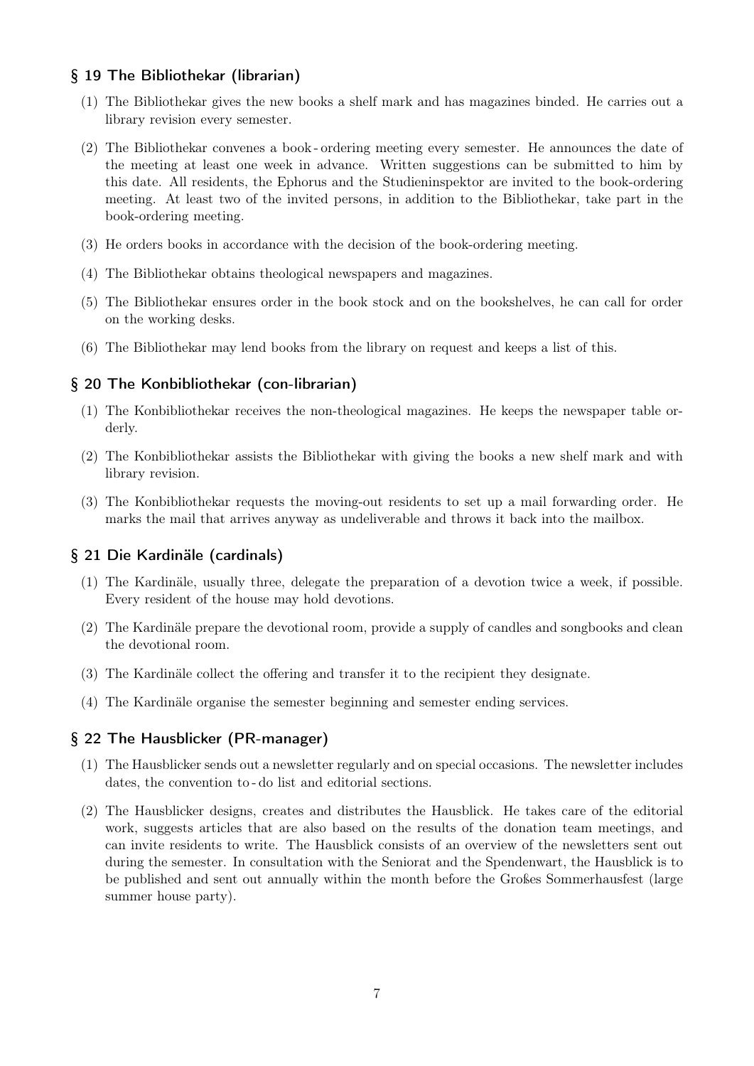## § 19 The Bibliothekar (librarian)

(1) The Bibliothekar gives the new books a shelf mark and has magazines binded. He carries out a library revision every semester.

(2) The Bibliothekar convenes a book-ordering meeting every semester. He announces the date of the meeting at least one week in advance. Written suggestions can be submitted to him by this date. All residents, the Ephorus and the Studieninspektor are invited to the book-ordering meeting. At least two of the invited persons, in addition to the Bibliothekar, take part in the book-ordering meeting.

(3) He orders books in accordance with the decision of the book-ordering meeting.

(4) The Bibliothekar obtains theological newspapers and magazines.

(5) The Bibliothekar ensures order in the book stock and on the bookshelves, he can call for order on the working desks.

(6) The Bibliothekar may lend books from the library on request and keeps a list of this.

## § 20 The Konbibliothekar (con-librarian)

(1) The Konbibliothekar receives the non-theological magazines. He keeps the newspaper table orderly.

(2) The Konbibliothekar assists the Bibliothekar with giving the books a new shelf mark and with library revision.

(3) The Konbibliothekar requests the moving-out residents to set up a mail forwarding order. He marks the mail that arrives anyway as undeliverable and throws it back into the mailbox.

## § 21 Die Kardinäle (cardinals)

(1) The Kardinäle, usually three, delegate the preparation of a devotion twice a week, if possible. Every resident of the house may hold devotions.

(2) The Kardinäle prepare the devotional room, provide a supply of candles and songbooks and clean the devotional room.

(3) The Kardinäle collect the offering and transfer it to the recipient they designate.

(4) The Kardinäle organise the semester beginning and semester ending services.

## § 22 The Hausblicker (PR-manager)

(1) The Hausblicker sends out a newsletter regularly and on special occasions. The newsletter includes dates, the convention to-do list and editorial sections.

(2) The Hausblicker designs, creates and distributes the Hausblick. He takes care of the editorial work, suggests articles that are also based on the results of the donation team meetings, and can invite residents to write. The Hausblick consists of an overview of the newsletters sent out during the semester. In consultation with the Seniorat and the Spendenwart, the Hausblick is to be published and sent out annually within the month before the Großes Sommerhausfest (large summer house party).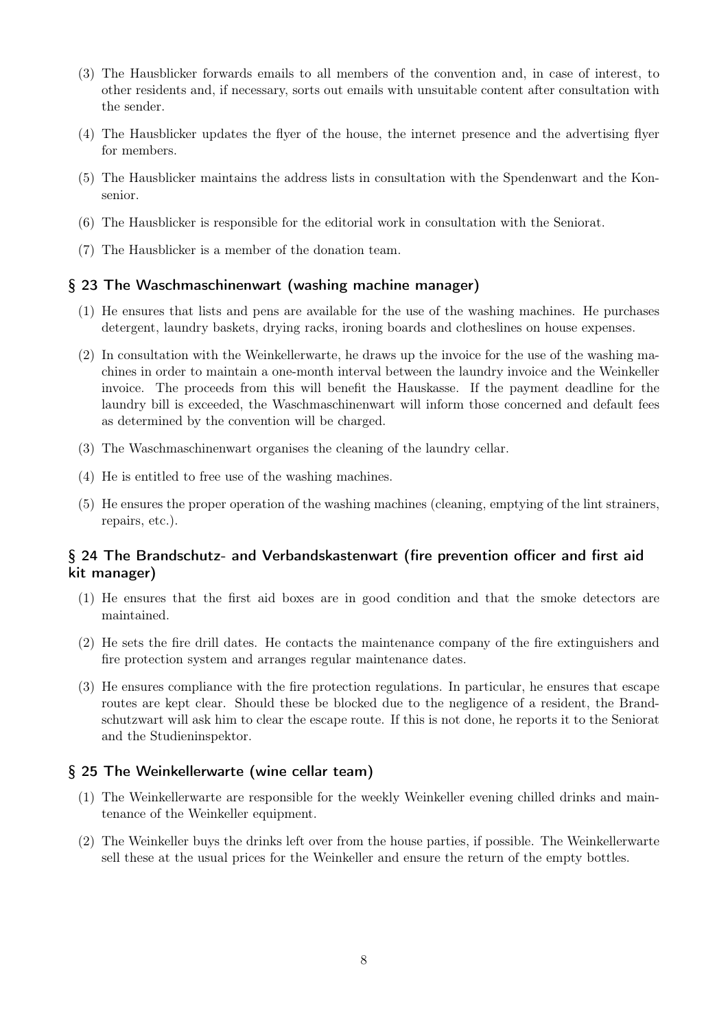(3) The Hausblicker forwards emails to all members of the convention and, in case of interest, to other residents and, if necessary, sorts out emails with unsuitable content after consultation with the sender.

(4) The Hausblicker updates the flyer of the house, the internet presence and the advertising flyer for members.

(5) The Hausblicker maintains the address lists in consultation with the Spendenwart and the Konsenior.

(6) The Hausblicker is responsible for the editorial work in consultation with the Seniorat.

(7) The Hausblicker is a member of the donation team.

## § 23 The Waschmaschinenwart (washing machine manager)

(1) He ensures that lists and pens are available for the use of the washing machines. He purchases detergent, laundry baskets, drying racks, ironing boards and clotheslines on house expenses.

(2) In consultation with the Weinkellerwarte, he draws up the invoice for the use of the washing machines in order to maintain a one-month interval between the laundry invoice and the Weinkeller invoice. The proceeds from this will benefit the Hauskasse. If the payment deadline for the laundry bill is exceeded, the Waschmaschinenwart will inform those concerned and default fees as determined by the convention will be charged.

(3) The Waschmaschinenwart organises the cleaning of the laundry cellar.

(4) He is entitled to free use of the washing machines.

(5) He ensures the proper operation of the washing machines (cleaning, emptying of the lint strainers, repairs, etc.).

## § 24 The Brandschutz- and Verbandskastenwart (fire prevention officer and first aid kit manager)

(1) He ensures that the first aid boxes are in good condition and that the smoke detectors are maintained.

(2) He sets the fire drill dates. He contacts the maintenance company of the fire extinguishers and fire protection system and arranges regular maintenance dates.

(3) He ensures compliance with the fire protection regulations. In particular, he ensures that escape routes are kept clear. Should these be blocked due to the negligence of a resident, the Brandschutzwart will ask him to clear the escape route. If this is not done, he reports it to the Seniorat and the Studieninspektor.

## § 25 The Weinkellerwarte (wine cellar team)

(1) The Weinkellerwarte are responsible for the weekly Weinkeller evening chilled drinks and maintenance of the Weinkeller equipment.

(2) The Weinkeller buys the drinks left over from the house parties, if possible. The Weinkellerwarte sell these at the usual prices for the Weinkeller and ensure the return of the empty bottles.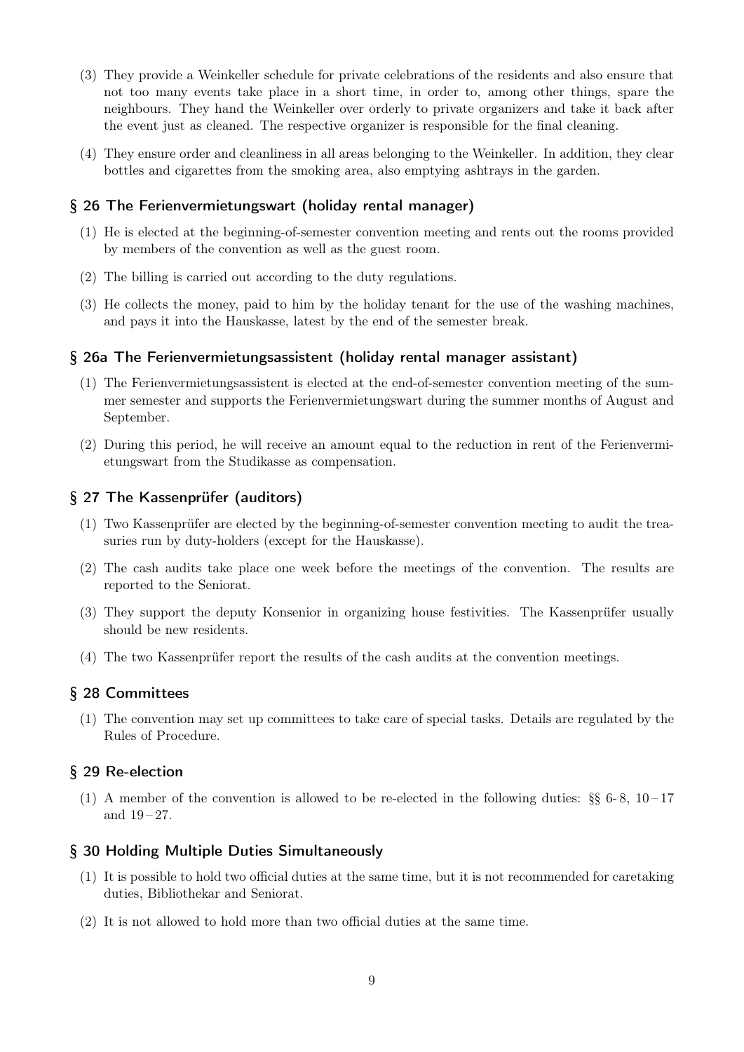(3) They provide a Weinkeller schedule for private celebrations of the residents and also ensure that not too many events take place in a short time, in order to, among other things, spare the neighbours. They hand the Weinkeller over orderly to private organizers and take it back after the event just as cleaned. The respective organizer is responsible for the final cleaning.

(4) They ensure order and cleanliness in all areas belonging to the Weinkeller. In addition, they clear bottles and cigarettes from the smoking area, also emptying ashtrays in the garden.

## § 26 The Ferienvermietungswart (holiday rental manager)

(1) He is elected at the beginning-of-semester convention meeting and rents out the rooms provided by members of the convention as well as the guest room.

(2) The billing is carried out according to the duty regulations.

(3) He collects the money, paid to him by the holiday tenant for the use of the washing machines, and pays it into the Hauskasse, latest by the end of the semester break.

## § 26a The Ferienvermietungsassistent (holiday rental manager assistant)

(1) The Ferienvermietungsassistent is elected at the end-of-semester convention meeting of the summer semester and supports the Ferienvermietungswart during the summer months of August and September.

(2) During this period, he will receive an amount equal to the reduction in rent of the Ferienvermietungswart from the Studikasse as compensation.

## § 27 The Kassenprüfer (auditors)

(1) Two Kassenprüfer are elected by the beginning-of-semester convention meeting to audit the treasuries run by duty-holders (except for the Hauskasse).

(2) The cash audits take place one week before the meetings of the convention. The results are reported to the Seniorat.

(3) They support the deputy Konsenior in organizing house festivities. The Kassenprüfer usually should be new residents.

(4) The two Kassenprüfer report the results of the cash audits at the convention meetings.

## § 28 Committees

(1) The convention may set up committees to take care of special tasks. Details are regulated by the Rules of Procedure.

## § 29 Re-election

(1) A member of the convention is allowed to be re-elected in the following duties: §§ 6-8, 10–17 and 19–27.

## § 30 Holding Multiple Duties Simultaneously

(1) It is possible to hold two official duties at the same time, but it is not recommended for caretaking duties, Bibliothekar and Seniorat.

(2) It is not allowed to hold more than two official duties at the same time.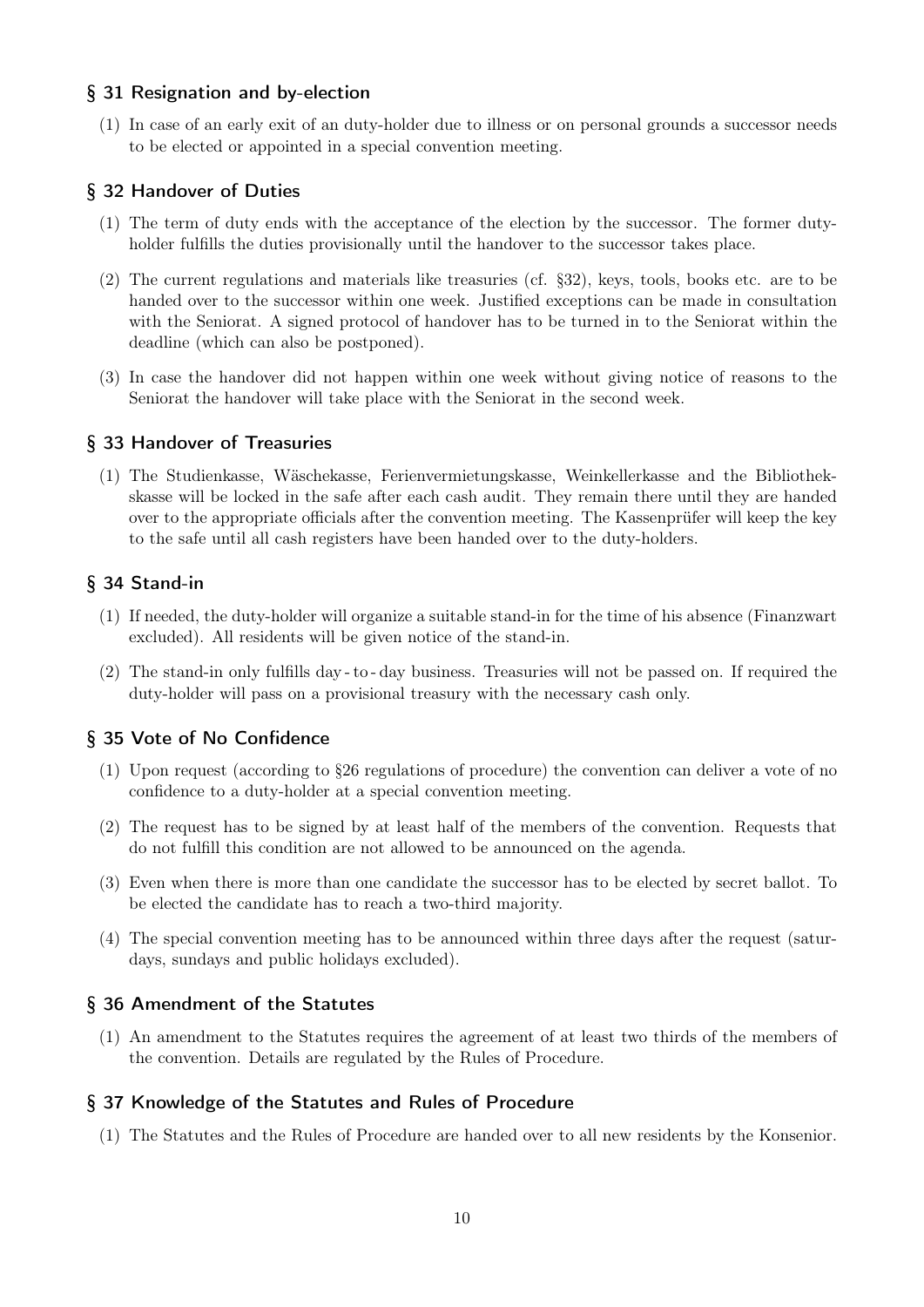## § 31 Resignation and by-election

(1) In case of an early exit of an duty-holder due to illness or on personal grounds a successor needs to be elected or appointed in a special convention meeting.

## § 32 Handover of Duties

(1) The term of duty ends with the acceptance of the election by the successor. The former duty-holder fulfills the duties provisionally until the handover to the successor takes place.

(2) The current regulations and materials like treasuries (cf. §32), keys, tools, books etc. are to be handed over to the successor within one week. Justified exceptions can be made in consultation with the Seniorat. A signed protocol of handover has to be turned in to the Seniorat within the deadline (which can also be postponed).

(3) In case the handover did not happen within one week without giving notice of reasons to the Seniorat the handover will take place with the Seniorat in the second week.

## § 33 Handover of Treasuries

(1) The Studienkasse, Wäschekasse, Ferienvermietungskasse, Weinkellerkasse and the Bibliothekskasse will be locked in the safe after each cash audit. They remain there until they are handed over to the appropriate officials after the convention meeting. The Kassenprüfer will keep the key to the safe until all cash registers have been handed over to the duty-holders.

## § 34 Stand-in

(1) If needed, the duty-holder will organize a suitable stand-in for the time of his absence (Finanzwart excluded). All residents will be given notice of the stand-in.

(2) The stand-in only fulfills day - to - day business. Treasuries will not be passed on. If required the duty-holder will pass on a provisional treasury with the necessary cash only.

## § 35 Vote of No Confidence

(1) Upon request (according to §26 regulations of procedure) the convention can deliver a vote of no confidence to a duty-holder at a special convention meeting.

(2) The request has to be signed by at least half of the members of the convention. Requests that do not fulfill this condition are not allowed to be announced on the agenda.

(3) Even when there is more than one candidate the successor has to be elected by secret ballot. To be elected the candidate has to reach a two-third majority.

(4) The special convention meeting has to be announced within three days after the request (saturdays, sundays and public holidays excluded).

## § 36 Amendment of the Statutes

(1) An amendment to the Statutes requires the agreement of at least two thirds of the members of the convention. Details are regulated by the Rules of Procedure.

## § 37 Knowledge of the Statutes and Rules of Procedure

(1) The Statutes and the Rules of Procedure are handed over to all new residents by the Konsenior.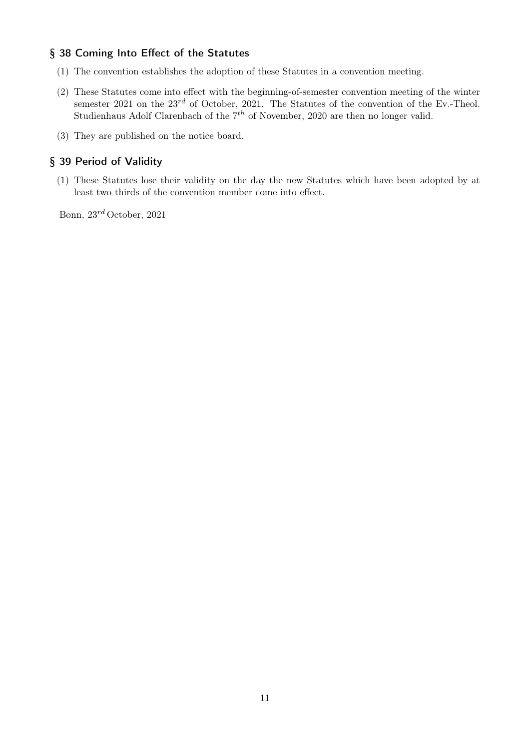## § 38 Coming Into Effect of the Statutes

(1) The convention establishes the adoption of these Statutes in a convention meeting.

(2) These Statutes come into effect with the beginning-of-semester convention meeting of the winter semester 2021 on the $23^{rd}$ of October, 2021. The Statutes of the convention of the Ev.-Theol. Studienhaus Adolf Clarenbach of the $7^{th}$ of November, 2020 are then no longer valid.

(3) They are published on the notice board.

## § 39 Period of Validity

(1) These Statutes lose their validity on the day the new Statutes which have been adopted by at least two thirds of the convention member come into effect.

Bonn, $23^{rd}$ October, 2021